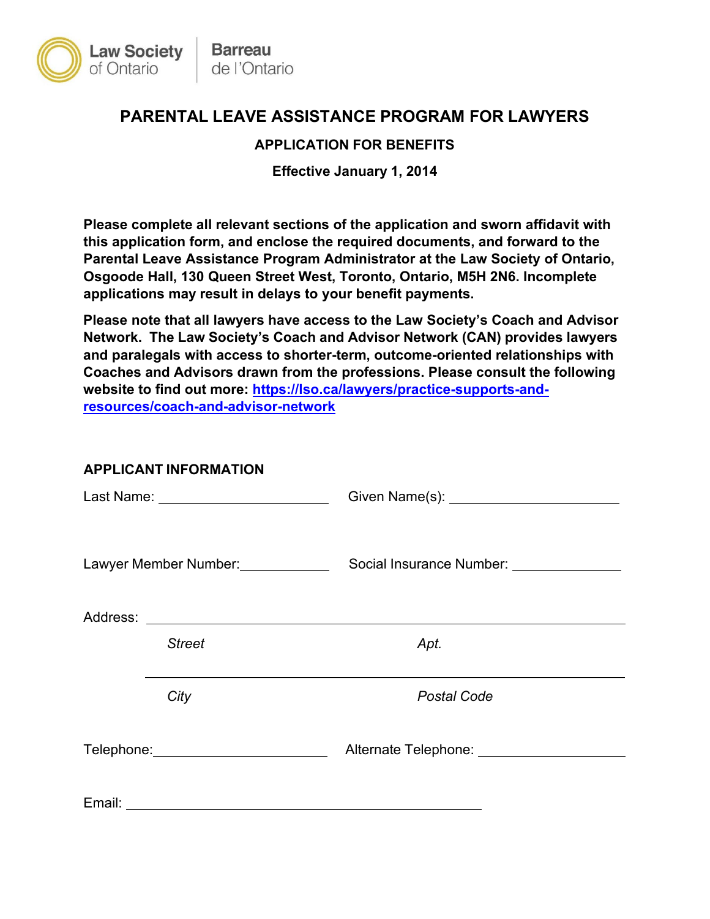Law Society of Ontario | Barreau de l'Ontario

# PARENTAL LEAVE ASSISTANCE PROGRAM FOR LAWYERS

## APPLICATION FOR BENEFITS

**Effective January 1, 2014**

**Please complete all relevant sections of the application and sworn affidavit with this application form, and enclose the required documents, and forward to the Parental Leave Assistance Program Administrator at the Law Society of Ontario, Osgoode Hall, 130 Queen Street West, Toronto, Ontario, M5H 2N6. Incomplete applications may result in delays to your benefit payments.**

**Please note that all lawyers have access to the Law Society's Coach and Advisor Network. The Law Society's Coach and Advisor Network (CAN) provides lawyers and paralegals with access to shorter-term, outcome-oriented relationships with Coaches and Advisors drawn from the professions. Please consult the following website to find out more: [https://lso.ca/lawyers/practice-supports-and-resources/coach-and-advisor-network](https://lso.ca/lawyers/practice-supports-and-resources/coach-and-advisor-network)**

### APPLICANT INFORMATION

Last Name: ______________________ Given Name(s): ______________________

Lawyer Member Number: ____________ Social Insurance Number: ______________

Address: ______________________________________________________________

*Street* *Apt.*

______________________________________________________________

*City* *Postal Code*

Telephone: ______________________ Alternate Telephone: ____________________

Email: ______________________________________________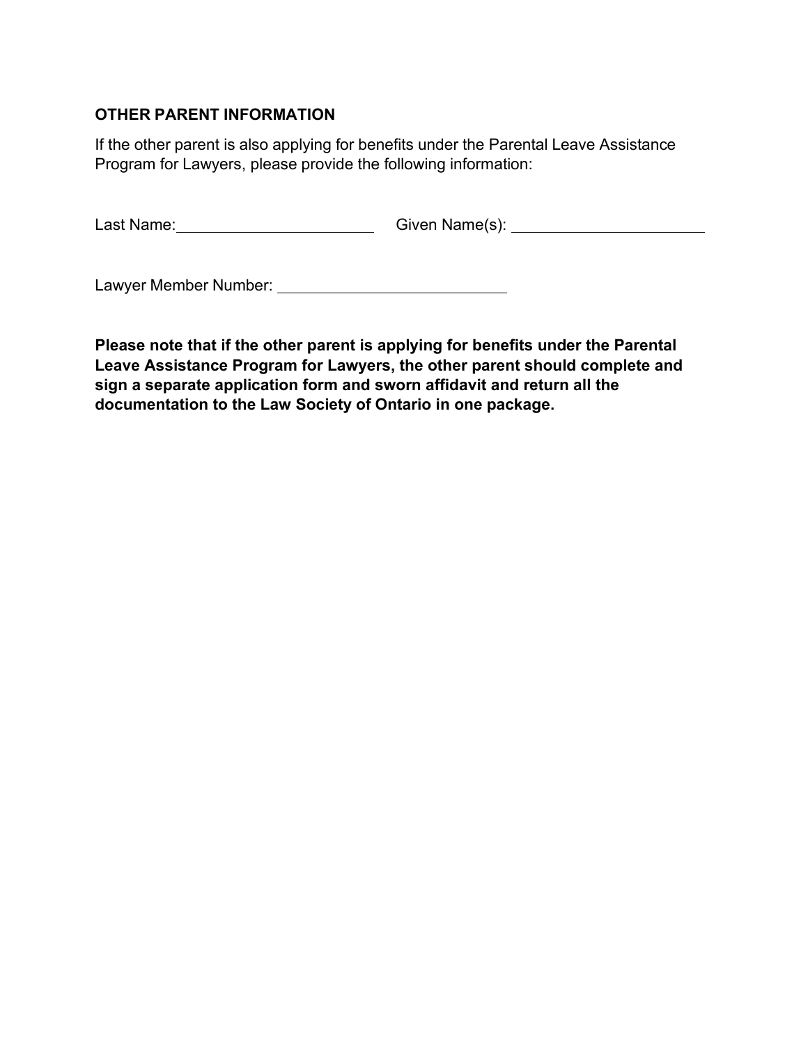**OTHER PARENT INFORMATION**

If the other parent is also applying for benefits under the Parental Leave Assistance Program for Lawyers, please provide the following information:

Last Name: ______________________ Given Name(s): ______________________

Lawyer Member Number: __________________________

**Please note that if the other parent is applying for benefits under the Parental Leave Assistance Program for Lawyers, the other parent should complete and sign a separate application form and sworn affidavit and return all the documentation to the Law Society of Ontario in one package.**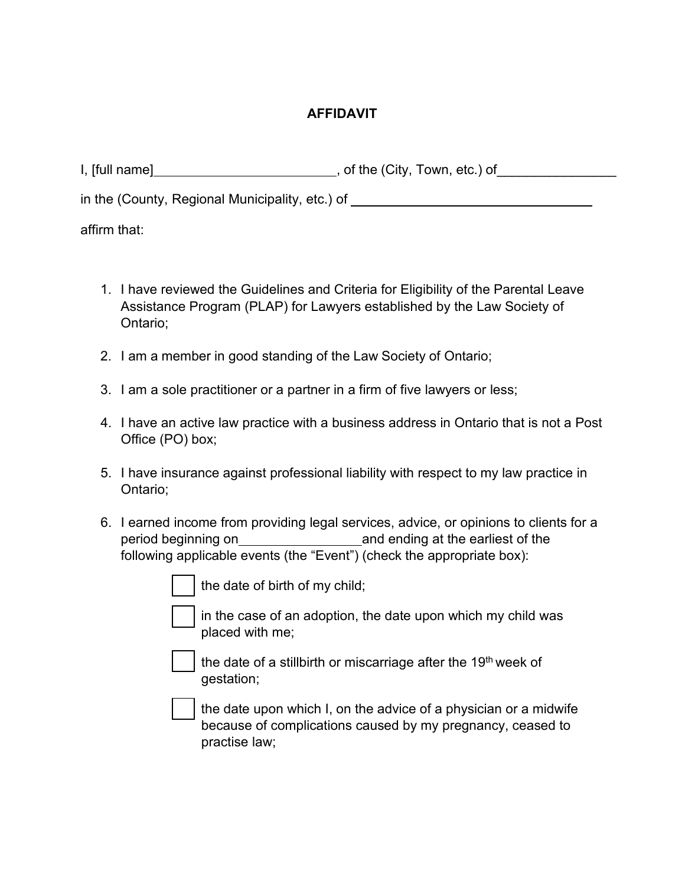# AFFIDAVIT

I, [full name]\_\_\_\_\_\_\_\_\_\_\_\_\_\_\_\_\_\_\_\_\_\_\_\_\_, of the (City, Town, etc.) of\_\_\_\_\_\_\_\_\_\_\_\_\_\_\_\_

in the (County, Regional Municipality, etc.) of \_\_\_\_\_\_\_\_\_\_\_\_\_\_\_\_\_\_\_\_\_\_\_\_\_\_\_\_\_\_\_\_\_\_

affirm that:

1. I have reviewed the Guidelines and Criteria for Eligibility of the Parental Leave Assistance Program (PLAP) for Lawyers established by the Law Society of Ontario;

2. I am a member in good standing of the Law Society of Ontario;

3. I am a sole practitioner or a partner in a firm of five lawyers or less;

4. I have an active law practice with a business address in Ontario that is not a Post Office (PO) box;

5. I have insurance against professional liability with respect to my law practice in Ontario;

6. I earned income from providing legal services, advice, or opinions to clients for a period beginning on\_\_\_\_\_\_\_\_\_\_\_\_\_\_\_\_and ending at the earliest of the following applicable events (the "Event") (check the appropriate box):

   - ☐ the date of birth of my child;
   - ☐ in the case of an adoption, the date upon which my child was placed with me;
   - ☐ the date of a stillbirth or miscarriage after the 19th week of gestation;
   - ☐ the date upon which I, on the advice of a physician or a midwife because of complications caused by my pregnancy, ceased to practise law;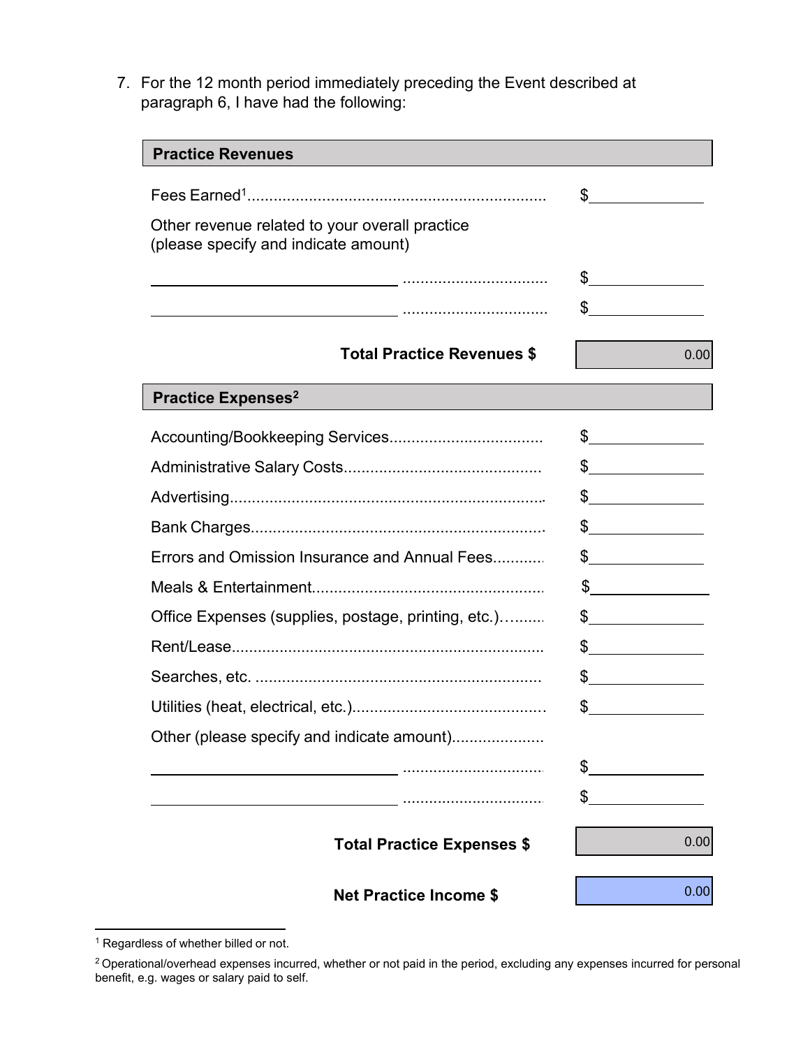7. For the 12 month period immediately preceding the Event described at paragraph 6, I have had the following:

| **Practice Revenues** | |
|---|---|
| Fees Earned[1] | $ |
| Other revenue related to your overall practice (please specify and indicate amount) | |
| ______________________________ | $ |
| ______________________________ | $ |
| **Total Practice Revenues $** | 0.00 |

| **Practice Expenses[2]** | |
|---|---|
| Accounting/Bookkeeping Services | $ |
| Administrative Salary Costs | $ |
| Advertising | $ |
| Bank Charges | $ |
| Errors and Omission Insurance and Annual Fees | $ |
| Meals & Entertainment | $ |
| Office Expenses (supplies, postage, printing, etc.) | $ |
| Rent/Lease | $ |
| Searches, etc. | $ |
| Utilities (heat, electrical, etc.) | $ |
| Other (please specify and indicate amount) | |
| ______________________________ | $ |
| ______________________________ | $ |
| **Total Practice Expenses $** | 0.00 |
| **Net Practice Income $** | 0.00 |

[1] Regardless of whether billed or not.

[2] Operational/overhead expenses incurred, whether or not paid in the period, excluding any expenses incurred for personal benefit, e.g. wages or salary paid to self.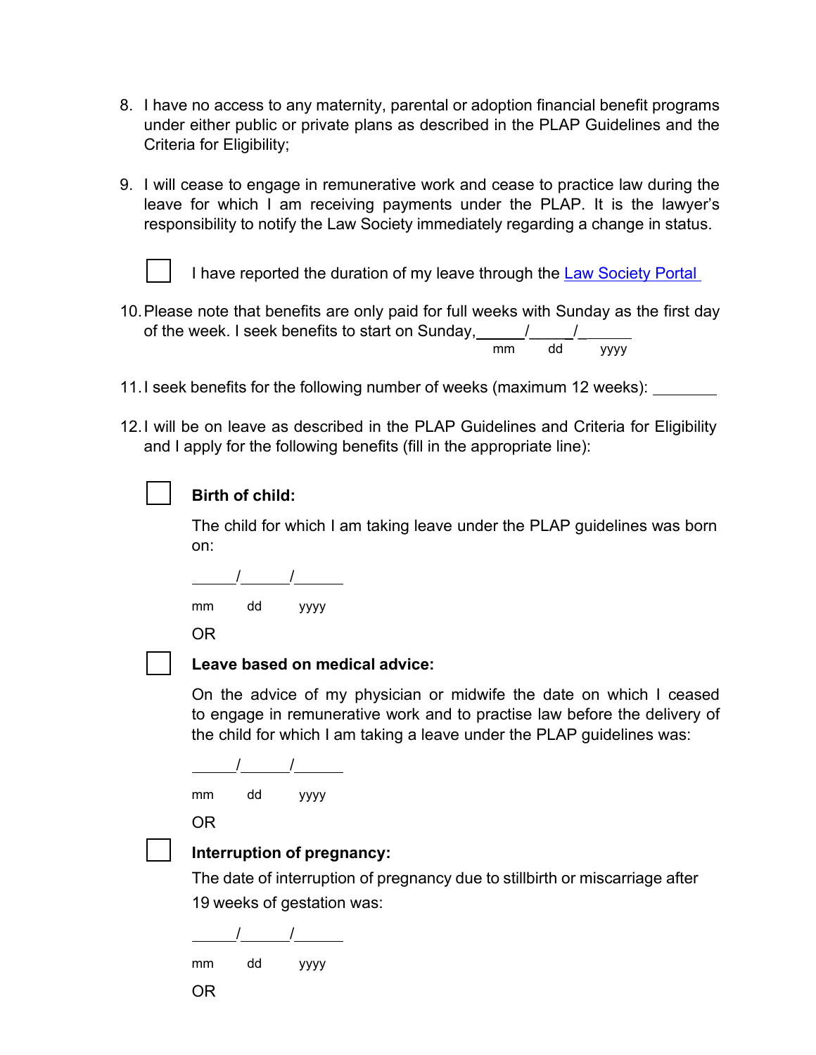8. I have no access to any maternity, parental or adoption financial benefit programs under either public or private plans as described in the PLAP Guidelines and the Criteria for Eligibility;

9. I will cease to engage in remunerative work and cease to practice law during the leave for which I am receiving payments under the PLAP. It is the lawyer's responsibility to notify the Law Society immediately regarding a change in status.

   ☐ I have reported the duration of my leave through the Law Society Portal

10. Please note that benefits are only paid for full weeks with Sunday as the first day of the week. I seek benefits to start on Sunday, _____/_____/______
    mm dd yyyy

11. I seek benefits for the following number of weeks (maximum 12 weeks): ________

12. I will be on leave as described in the PLAP Guidelines and Criteria for Eligibility and I apply for the following benefits (fill in the appropriate line):

   ☐ **Birth of child:**

   The child for which I am taking leave under the PLAP guidelines was born on:

   _____/______/______
   mm dd yyyy

   OR

   ☐ **Leave based on medical advice:**

   On the advice of my physician or midwife the date on which I ceased to engage in remunerative work and to practise law before the delivery of the child for which I am taking a leave under the PLAP guidelines was:

   _____/______/______
   mm dd yyyy

   OR

   ☐ **Interruption of pregnancy:**

   The date of interruption of pregnancy due to stillbirth or miscarriage after 19 weeks of gestation was:

   _____/______/______
   mm dd yyyy

   OR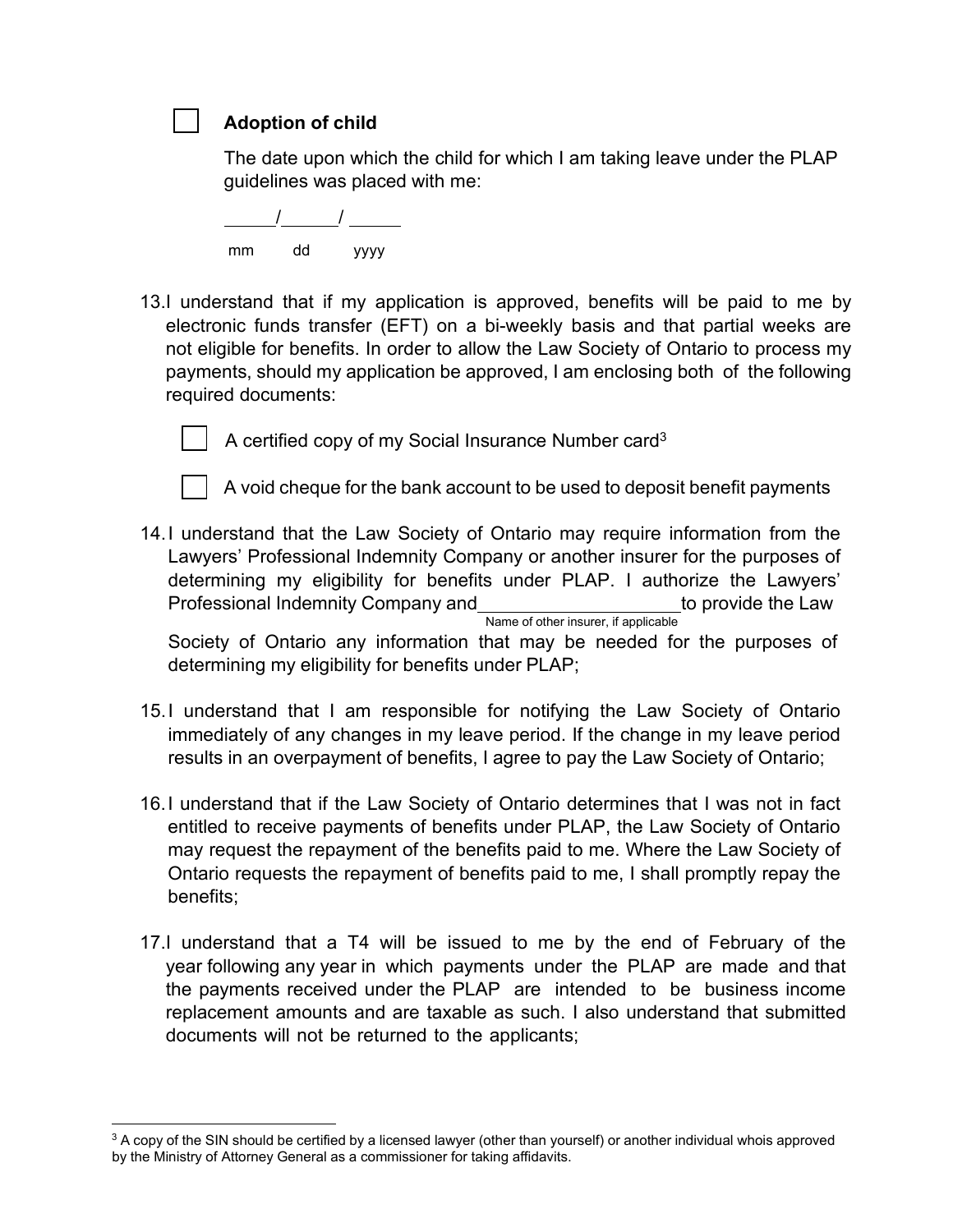☐ **Adoption of child**

The date upon which the child for which I am taking leave under the PLAP guidelines was placed with me:

_____/_____/ _____

mm dd yyyy

13. I understand that if my application is approved, benefits will be paid to me by electronic funds transfer (EFT) on a bi-weekly basis and that partial weeks are not eligible for benefits. In order to allow the Law Society of Ontario to process my payments, should my application be approved, I am enclosing both of the following required documents:

    ☐ A certified copy of my Social Insurance Number card[3]

    ☐ A void cheque for the bank account to be used to deposit benefit payments

14. I understand that the Law Society of Ontario may require information from the Lawyers' Professional Indemnity Company or another insurer for the purposes of determining my eligibility for benefits under PLAP. I authorize the Lawyers' Professional Indemnity Company and ____________________ (Name of other insurer, if applicable) to provide the Law Society of Ontario any information that may be needed for the purposes of determining my eligibility for benefits under PLAP;

15. I understand that I am responsible for notifying the Law Society of Ontario immediately of any changes in my leave period. If the change in my leave period results in an overpayment of benefits, I agree to pay the Law Society of Ontario;

16. I understand that if the Law Society of Ontario determines that I was not in fact entitled to receive payments of benefits under PLAP, the Law Society of Ontario may request the repayment of the benefits paid to me. Where the Law Society of Ontario requests the repayment of benefits paid to me, I shall promptly repay the benefits;

17. I understand that a T4 will be issued to me by the end of February of the year following any year in which payments under the PLAP are made and that the payments received under the PLAP are intended to be business income replacement amounts and are taxable as such. I also understand that submitted documents will not be returned to the applicants;

---

[3] A copy of the SIN should be certified by a licensed lawyer (other than yourself) or another individual whois approved by the Ministry of Attorney General as a commissioner for taking affidavits.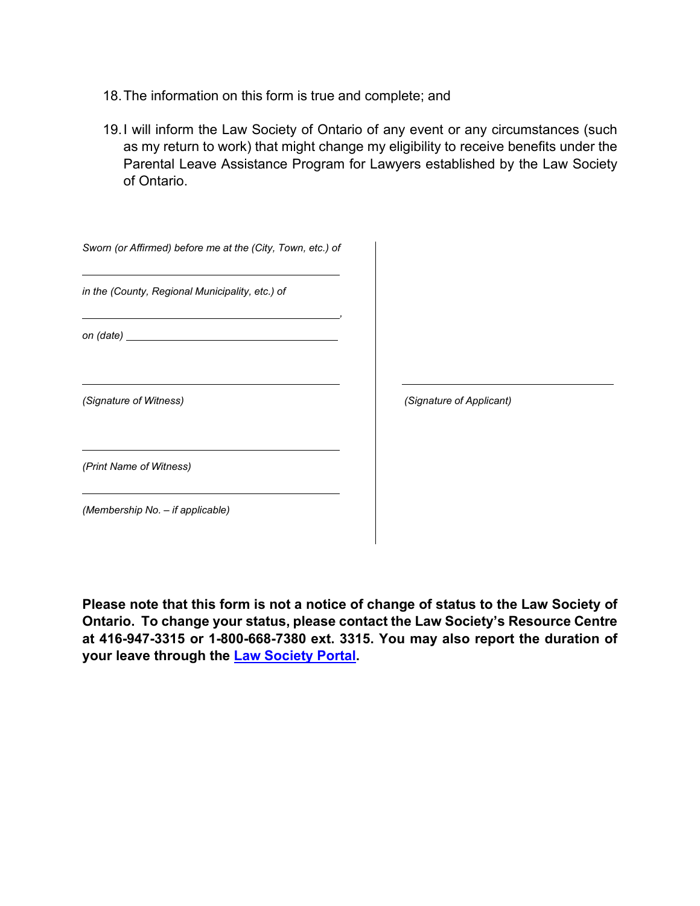18. The information on this form is true and complete; and

19. I will inform the Law Society of Ontario of any event or any circumstances (such as my return to work) that might change my eligibility to receive benefits under the Parental Leave Assistance Program for Lawyers established by the Law Society of Ontario.

*Sworn (or Affirmed) before me at the (City, Town, etc.) of*

\_\_\_\_\_\_\_\_\_\_\_\_\_\_\_\_\_\_\_\_\_\_\_\_\_\_\_\_\_\_\_\_\_\_\_\_

*in the (County, Regional Municipality, etc.) of*

\_\_\_\_\_\_\_\_\_\_\_\_\_\_\_\_\_\_\_\_\_\_\_\_\_\_\_\_\_\_\_\_\_\_\_\_,

*on (date)* \_\_\_\_\_\_\_\_\_\_\_\_\_\_\_\_\_\_\_\_\_\_\_\_\_\_\_\_

\_\_\_\_\_\_\_\_\_\_\_\_\_\_\_\_\_\_\_\_\_\_\_\_\_\_\_\_\_\_\_\_\_\_\_\_

*(Signature of Witness)*

\_\_\_\_\_\_\_\_\_\_\_\_\_\_\_\_\_\_\_\_\_\_\_\_\_\_\_\_\_\_\_\_\_\_\_\_

*(Print Name of Witness)*

\_\_\_\_\_\_\_\_\_\_\_\_\_\_\_\_\_\_\_\_\_\_\_\_\_\_\_\_\_\_\_\_\_\_\_\_

*(Membership No. – if applicable)*

\_\_\_\_\_\_\_\_\_\_\_\_\_\_\_\_\_\_\_\_\_\_\_\_\_\_\_\_\_\_\_\_\_\_\_\_

*(Signature of Applicant)*

**Please note that this form is not a notice of change of status to the Law Society of Ontario. To change your status, please contact the Law Society's Resource Centre at 416-947-3315 or 1-800-668-7380 ext. 3315. You may also report the duration of your leave through the Law Society Portal.**